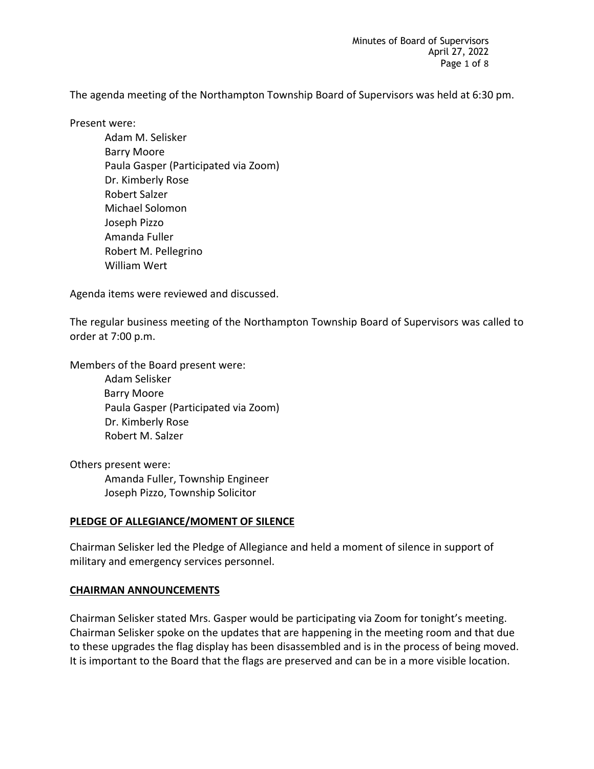The agenda meeting of the Northampton Township Board of Supervisors was held at 6:30 pm.

Present were:

- Adam M. Selisker
- Barry Moore
- Paula Gasper (Participated via Zoom)
- Dr. Kimberly Rose
- Robert Salzer
- Michael Solomon
- Joseph Pizzo
- Amanda Fuller
- Robert M. Pellegrino
- William Wert

Agenda items were reviewed and discussed.

The regular business meeting of the Northampton Township Board of Supervisors was called to order at 7:00 p.m.

Members of the Board present were:

- Adam Selisker
- Barry Moore
- Paula Gasper (Participated via Zoom)
- Dr. Kimberly Rose
- Robert M. Salzer

Others present were:

- Amanda Fuller, Township Engineer
- Joseph Pizzo, Township Solicitor

## PLEDGE OF ALLEGIANCE/MOMENT OF SILENCE

Chairman Selisker led the Pledge of Allegiance and held a moment of silence in support of military and emergency services personnel.

## CHAIRMAN ANNOUNCEMENTS

Chairman Selisker stated Mrs. Gasper would be participating via Zoom for tonight's meeting. Chairman Selisker spoke on the updates that are happening in the meeting room and that due to these upgrades the flag display has been disassembled and is in the process of being moved. It is important to the Board that the flags are preserved and can be in a more visible location.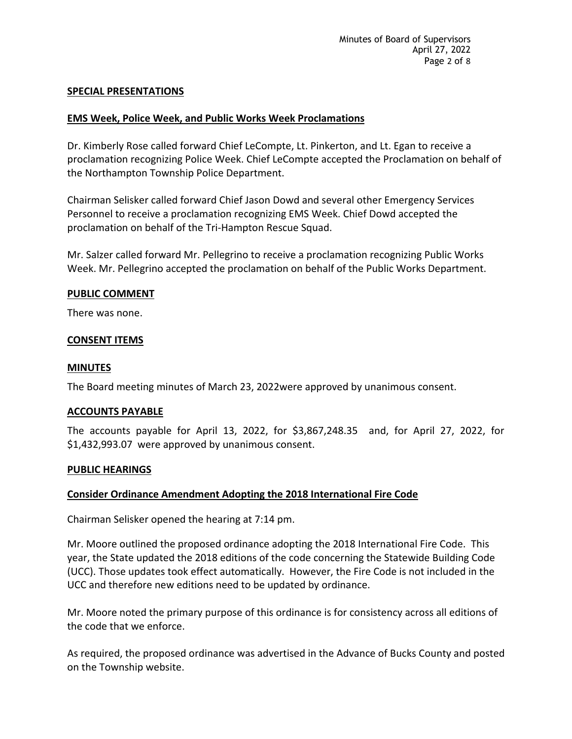## SPECIAL PRESENTATIONS

### EMS Week, Police Week, and Public Works Week Proclamations

Dr. Kimberly Rose called forward Chief LeCompte, Lt. Pinkerton, and Lt. Egan to receive a proclamation recognizing Police Week. Chief LeCompte accepted the Proclamation on behalf of the Northampton Township Police Department.

Chairman Selisker called forward Chief Jason Dowd and several other Emergency Services Personnel to receive a proclamation recognizing EMS Week. Chief Dowd accepted the proclamation on behalf of the Tri-Hampton Rescue Squad.

Mr. Salzer called forward Mr. Pellegrino to receive a proclamation recognizing Public Works Week. Mr. Pellegrino accepted the proclamation on behalf of the Public Works Department.

## PUBLIC COMMENT

There was none.

## CONSENT ITEMS

### MINUTES

The Board meeting minutes of March 23, 2022were approved by unanimous consent.

### ACCOUNTS PAYABLE

The accounts payable for April 13, 2022, for $3,867,248.35 and, for April 27, 2022, for $1,432,993.07 were approved by unanimous consent.

## PUBLIC HEARINGS

### Consider Ordinance Amendment Adopting the 2018 International Fire Code

Chairman Selisker opened the hearing at 7:14 pm.

Mr. Moore outlined the proposed ordinance adopting the 2018 International Fire Code. This year, the State updated the 2018 editions of the code concerning the Statewide Building Code (UCC). Those updates took effect automatically. However, the Fire Code is not included in the UCC and therefore new editions need to be updated by ordinance.

Mr. Moore noted the primary purpose of this ordinance is for consistency across all editions of the code that we enforce.

As required, the proposed ordinance was advertised in the Advance of Bucks County and posted on the Township website.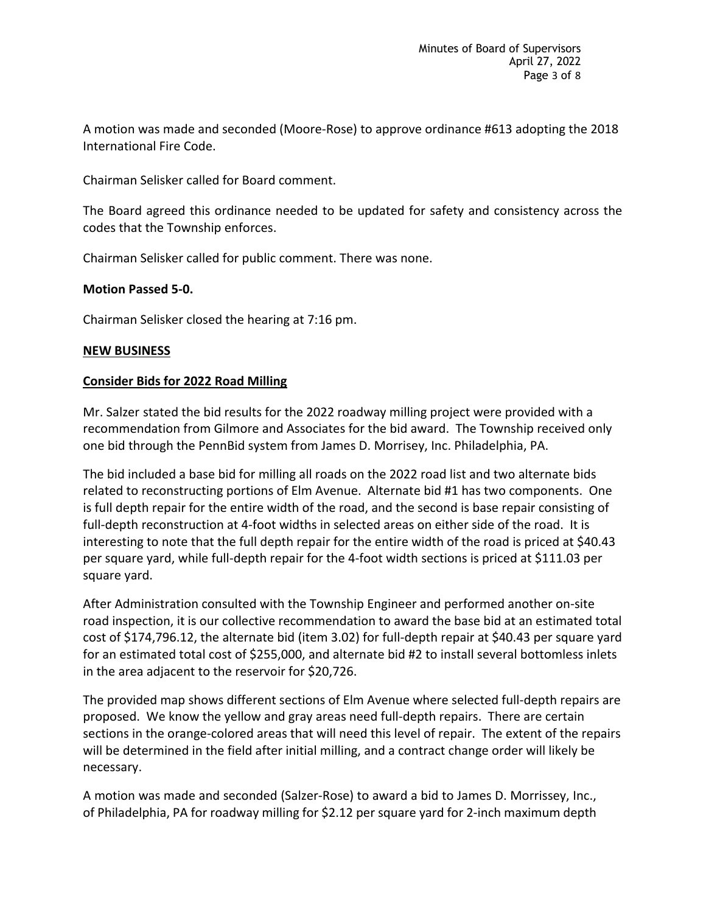A motion was made and seconded (Moore-Rose) to approve ordinance #613 adopting the 2018 International Fire Code.

Chairman Selisker called for Board comment.

The Board agreed this ordinance needed to be updated for safety and consistency across the codes that the Township enforces.

Chairman Selisker called for public comment. There was none.

**Motion Passed 5-0.**

Chairman Selisker closed the hearing at 7:16 pm.

## NEW BUSINESS

### Consider Bids for 2022 Road Milling

Mr. Salzer stated the bid results for the 2022 roadway milling project were provided with a recommendation from Gilmore and Associates for the bid award. The Township received only one bid through the PennBid system from James D. Morrisey, Inc. Philadelphia, PA.

The bid included a base bid for milling all roads on the 2022 road list and two alternate bids related to reconstructing portions of Elm Avenue. Alternate bid #1 has two components. One is full depth repair for the entire width of the road, and the second is base repair consisting of full-depth reconstruction at 4-foot widths in selected areas on either side of the road. It is interesting to note that the full depth repair for the entire width of the road is priced at $40.43 per square yard, while full-depth repair for the 4-foot width sections is priced at $111.03 per square yard.

After Administration consulted with the Township Engineer and performed another on-site road inspection, it is our collective recommendation to award the base bid at an estimated total cost of $174,796.12, the alternate bid (item 3.02) for full-depth repair at $40.43 per square yard for an estimated total cost of $255,000, and alternate bid #2 to install several bottomless inlets in the area adjacent to the reservoir for $20,726.

The provided map shows different sections of Elm Avenue where selected full-depth repairs are proposed. We know the yellow and gray areas need full-depth repairs. There are certain sections in the orange-colored areas that will need this level of repair. The extent of the repairs will be determined in the field after initial milling, and a contract change order will likely be necessary.

A motion was made and seconded (Salzer-Rose) to award a bid to James D. Morrissey, Inc., of Philadelphia, PA for roadway milling for $2.12 per square yard for 2-inch maximum depth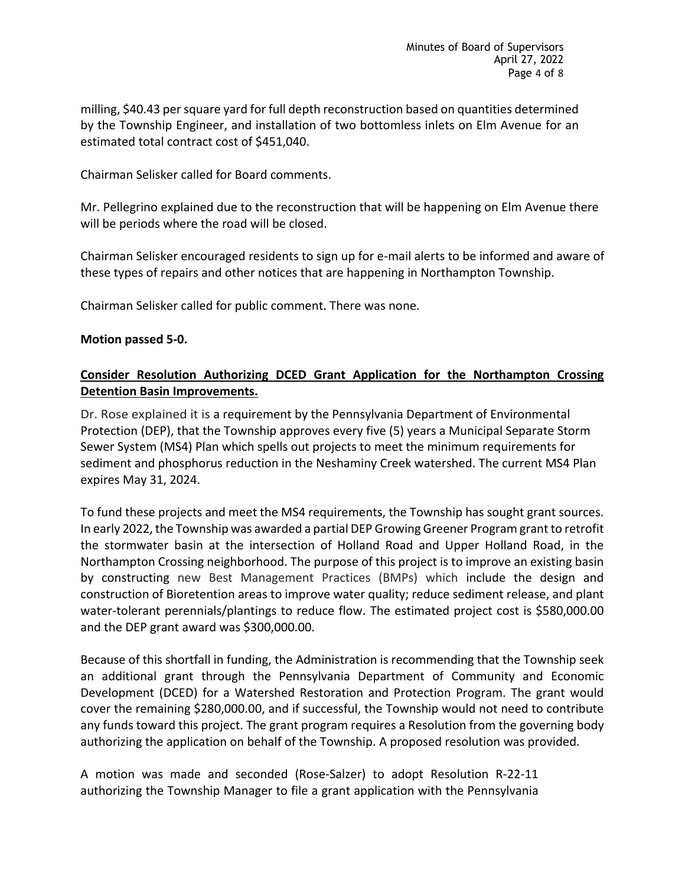milling, $40.43 per square yard for full depth reconstruction based on quantities determined by the Township Engineer, and installation of two bottomless inlets on Elm Avenue for an estimated total contract cost of $451,040.

Chairman Selisker called for Board comments.

Mr. Pellegrino explained due to the reconstruction that will be happening on Elm Avenue there will be periods where the road will be closed.

Chairman Selisker encouraged residents to sign up for e-mail alerts to be informed and aware of these types of repairs and other notices that are happening in Northampton Township.

Chairman Selisker called for public comment. There was none.

**Motion passed 5-0.**

**Consider Resolution Authorizing DCED Grant Application for the Northampton Crossing Detention Basin Improvements.**

Dr. Rose explained it is a requirement by the Pennsylvania Department of Environmental Protection (DEP), that the Township approves every five (5) years a Municipal Separate Storm Sewer System (MS4) Plan which spells out projects to meet the minimum requirements for sediment and phosphorus reduction in the Neshaminy Creek watershed. The current MS4 Plan expires May 31, 2024.

To fund these projects and meet the MS4 requirements, the Township has sought grant sources. In early 2022, the Township was awarded a partial DEP Growing Greener Program grant to retrofit the stormwater basin at the intersection of Holland Road and Upper Holland Road, in the Northampton Crossing neighborhood. The purpose of this project is to improve an existing basin by constructing new Best Management Practices (BMPs) which include the design and construction of Bioretention areas to improve water quality; reduce sediment release, and plant water-tolerant perennials/plantings to reduce flow. The estimated project cost is $580,000.00 and the DEP grant award was $300,000.00.

Because of this shortfall in funding, the Administration is recommending that the Township seek an additional grant through the Pennsylvania Department of Community and Economic Development (DCED) for a Watershed Restoration and Protection Program. The grant would cover the remaining $280,000.00, and if successful, the Township would not need to contribute any funds toward this project. The grant program requires a Resolution from the governing body authorizing the application on behalf of the Township. A proposed resolution was provided.

A motion was made and seconded (Rose-Salzer) to adopt Resolution R-22-11 authorizing the Township Manager to file a grant application with the Pennsylvania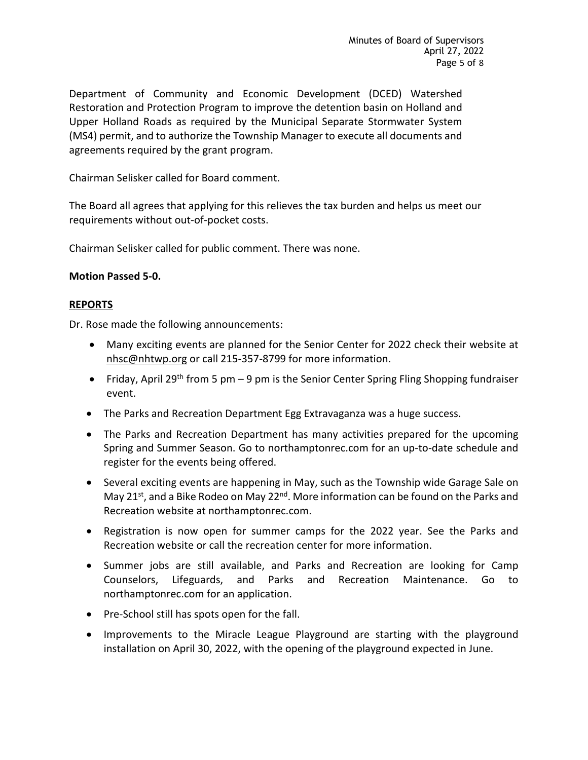Department of Community and Economic Development (DCED) Watershed Restoration and Protection Program to improve the detention basin on Holland and Upper Holland Roads as required by the Municipal Separate Stormwater System (MS4) permit, and to authorize the Township Manager to execute all documents and agreements required by the grant program.

Chairman Selisker called for Board comment.

The Board all agrees that applying for this relieves the tax burden and helps us meet our requirements without out-of-pocket costs.

Chairman Selisker called for public comment. There was none.

**Motion Passed 5-0.**

## REPORTS

Dr. Rose made the following announcements:

- Many exciting events are planned for the Senior Center for 2022 check their website at nhsc@nhtwp.org or call 215-357-8799 for more information.
- Friday, April 29th from 5 pm – 9 pm is the Senior Center Spring Fling Shopping fundraiser event.
- The Parks and Recreation Department Egg Extravaganza was a huge success.
- The Parks and Recreation Department has many activities prepared for the upcoming Spring and Summer Season. Go to northamptonrec.com for an up-to-date schedule and register for the events being offered.
- Several exciting events are happening in May, such as the Township wide Garage Sale on May 21st, and a Bike Rodeo on May 22nd. More information can be found on the Parks and Recreation website at northamptonrec.com.
- Registration is now open for summer camps for the 2022 year. See the Parks and Recreation website or call the recreation center for more information.
- Summer jobs are still available, and Parks and Recreation are looking for Camp Counselors, Lifeguards, and Parks and Recreation Maintenance. Go to northamptonrec.com for an application.
- Pre-School still has spots open for the fall.
- Improvements to the Miracle League Playground are starting with the playground installation on April 30, 2022, with the opening of the playground expected in June.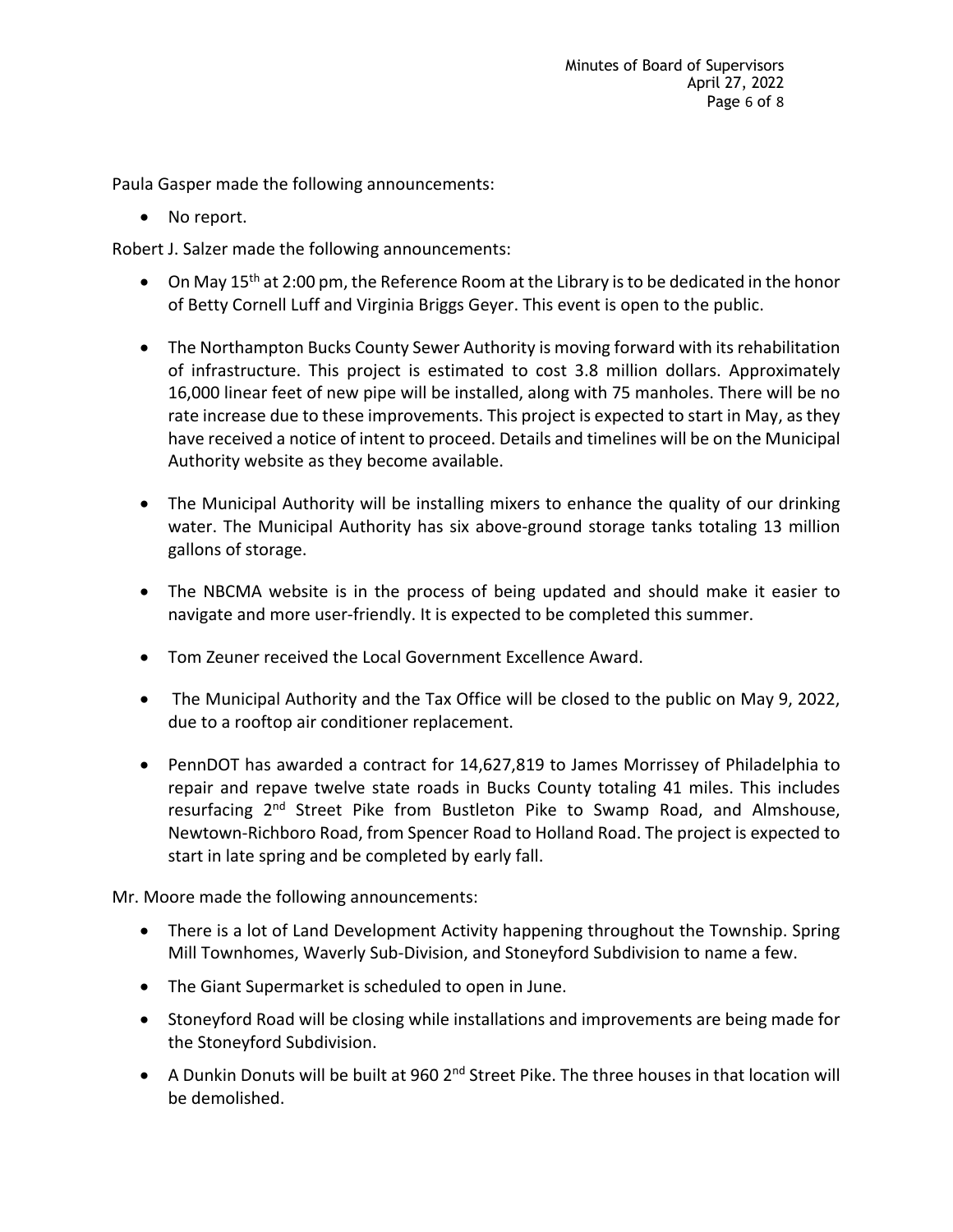Paula Gasper made the following announcements:

- No report.

Robert J. Salzer made the following announcements:

- On May 15th at 2:00 pm, the Reference Room at the Library is to be dedicated in the honor of Betty Cornell Luff and Virginia Briggs Geyer. This event is open to the public.

- The Northampton Bucks County Sewer Authority is moving forward with its rehabilitation of infrastructure. This project is estimated to cost 3.8 million dollars. Approximately 16,000 linear feet of new pipe will be installed, along with 75 manholes. There will be no rate increase due to these improvements. This project is expected to start in May, as they have received a notice of intent to proceed. Details and timelines will be on the Municipal Authority website as they become available.

- The Municipal Authority will be installing mixers to enhance the quality of our drinking water. The Municipal Authority has six above-ground storage tanks totaling 13 million gallons of storage.

- The NBCMA website is in the process of being updated and should make it easier to navigate and more user-friendly. It is expected to be completed this summer.

- Tom Zeuner received the Local Government Excellence Award.

- The Municipal Authority and the Tax Office will be closed to the public on May 9, 2022, due to a rooftop air conditioner replacement.

- PennDOT has awarded a contract for 14,627,819 to James Morrissey of Philadelphia to repair and repave twelve state roads in Bucks County totaling 41 miles. This includes resurfacing 2nd Street Pike from Bustleton Pike to Swamp Road, and Almshouse, Newtown-Richboro Road, from Spencer Road to Holland Road. The project is expected to start in late spring and be completed by early fall.

Mr. Moore made the following announcements:

- There is a lot of Land Development Activity happening throughout the Township. Spring Mill Townhomes, Waverly Sub-Division, and Stoneyford Subdivision to name a few.
- The Giant Supermarket is scheduled to open in June.
- Stoneyford Road will be closing while installations and improvements are being made for the Stoneyford Subdivision.
- A Dunkin Donuts will be built at 960 2nd Street Pike. The three houses in that location will be demolished.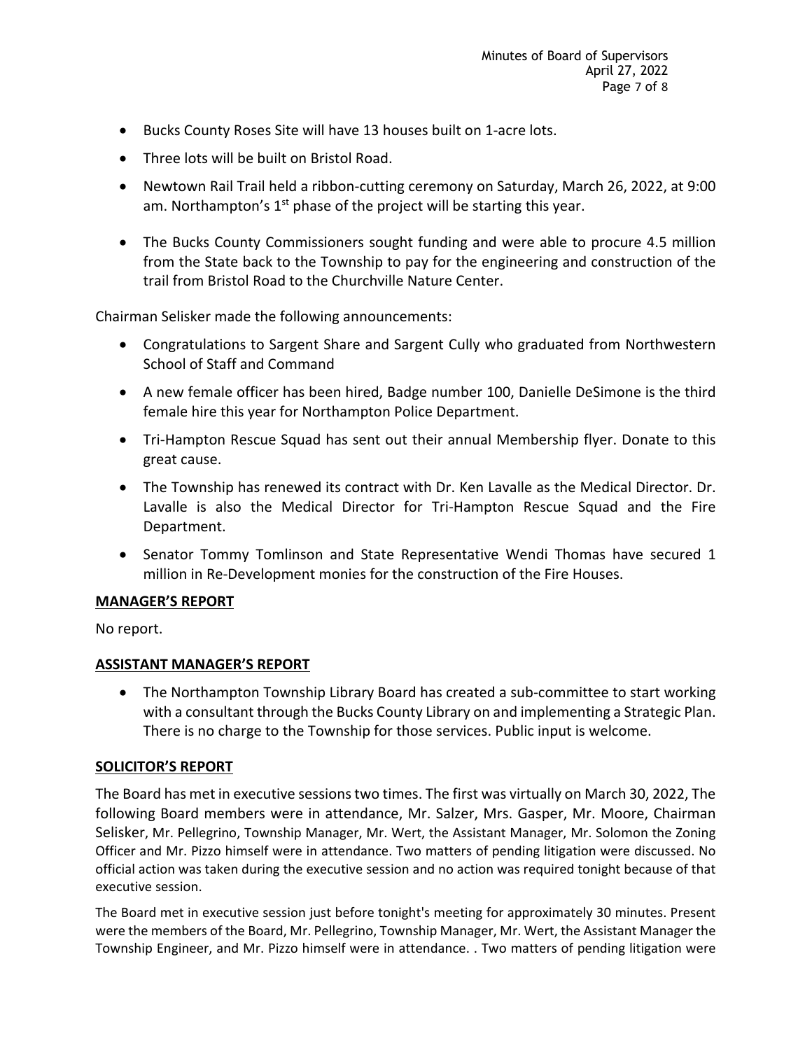- Bucks County Roses Site will have 13 houses built on 1-acre lots.
- Three lots will be built on Bristol Road.
- Newtown Rail Trail held a ribbon-cutting ceremony on Saturday, March 26, 2022, at 9:00 am. Northampton's 1st phase of the project will be starting this year.
- The Bucks County Commissioners sought funding and were able to procure 4.5 million from the State back to the Township to pay for the engineering and construction of the trail from Bristol Road to the Churchville Nature Center.

Chairman Selisker made the following announcements:

- Congratulations to Sargent Share and Sargent Cully who graduated from Northwestern School of Staff and Command
- A new female officer has been hired, Badge number 100, Danielle DeSimone is the third female hire this year for Northampton Police Department.
- Tri-Hampton Rescue Squad has sent out their annual Membership flyer. Donate to this great cause.
- The Township has renewed its contract with Dr. Ken Lavalle as the Medical Director. Dr. Lavalle is also the Medical Director for Tri-Hampton Rescue Squad and the Fire Department.
- Senator Tommy Tomlinson and State Representative Wendi Thomas have secured 1 million in Re-Development monies for the construction of the Fire Houses.

**MANAGER'S REPORT**

No report.

**ASSISTANT MANAGER'S REPORT**

- The Northampton Township Library Board has created a sub-committee to start working with a consultant through the Bucks County Library on and implementing a Strategic Plan. There is no charge to the Township for those services. Public input is welcome.

**SOLICITOR'S REPORT**

The Board has met in executive sessions two times. The first was virtually on March 30, 2022, The following Board members were in attendance, Mr. Salzer, Mrs. Gasper, Mr. Moore, Chairman Selisker, Mr. Pellegrino, Township Manager, Mr. Wert, the Assistant Manager, Mr. Solomon the Zoning Officer and Mr. Pizzo himself were in attendance. Two matters of pending litigation were discussed. No official action was taken during the executive session and no action was required tonight because of that executive session.

The Board met in executive session just before tonight's meeting for approximately 30 minutes. Present were the members of the Board, Mr. Pellegrino, Township Manager, Mr. Wert, the Assistant Manager the Township Engineer, and Mr. Pizzo himself were in attendance. . Two matters of pending litigation were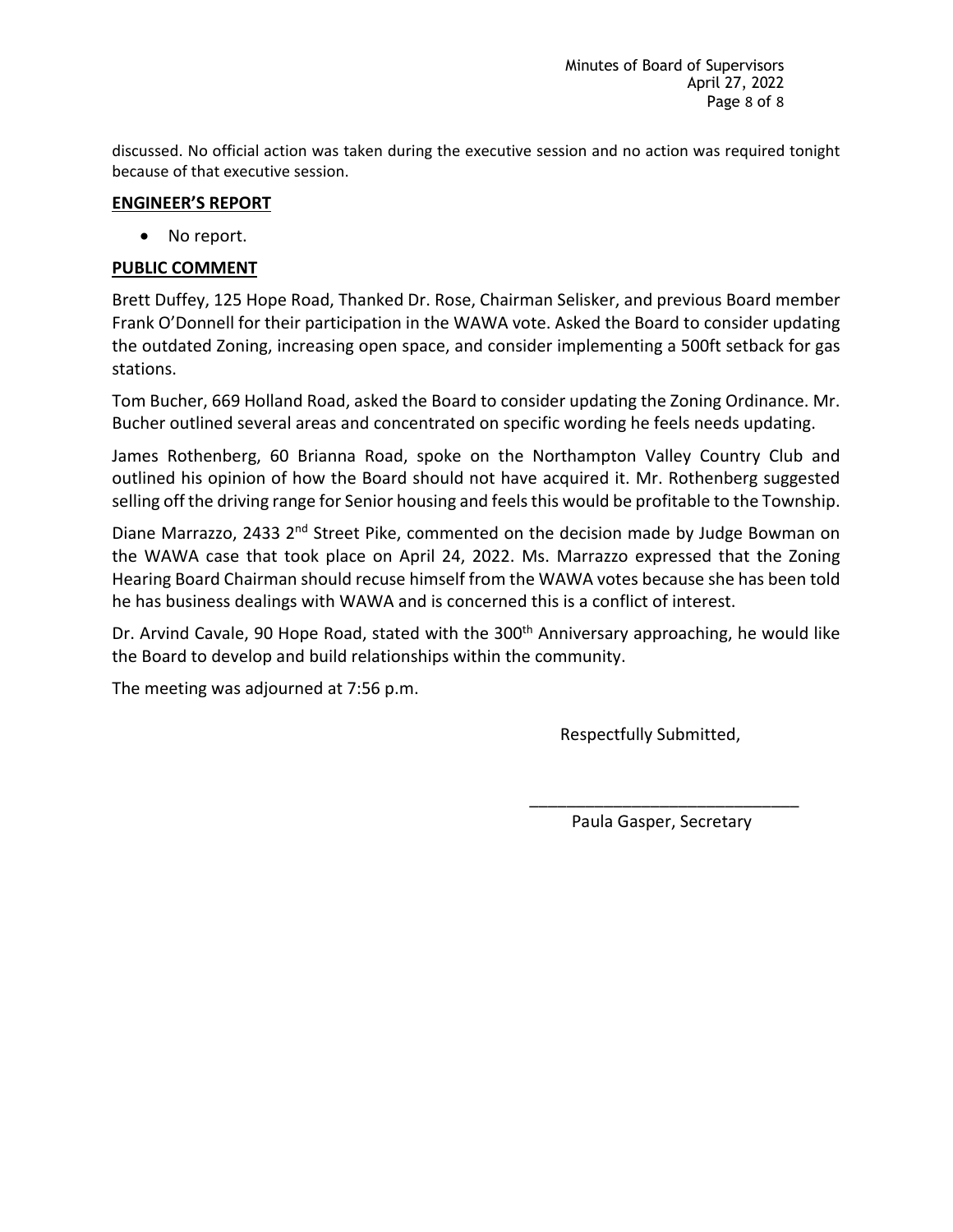discussed. No official action was taken during the executive session and no action was required tonight because of that executive session.

## ENGINEER'S REPORT

- No report.

## PUBLIC COMMENT

Brett Duffey, 125 Hope Road, Thanked Dr. Rose, Chairman Selisker, and previous Board member Frank O'Donnell for their participation in the WAWA vote. Asked the Board to consider updating the outdated Zoning, increasing open space, and consider implementing a 500ft setback for gas stations.

Tom Bucher, 669 Holland Road, asked the Board to consider updating the Zoning Ordinance. Mr. Bucher outlined several areas and concentrated on specific wording he feels needs updating.

James Rothenberg, 60 Brianna Road, spoke on the Northampton Valley Country Club and outlined his opinion of how the Board should not have acquired it. Mr. Rothenberg suggested selling off the driving range for Senior housing and feels this would be profitable to the Township.

Diane Marrazzo, 2433 2nd Street Pike, commented on the decision made by Judge Bowman on the WAWA case that took place on April 24, 2022. Ms. Marrazzo expressed that the Zoning Hearing Board Chairman should recuse himself from the WAWA votes because she has been told he has business dealings with WAWA and is concerned this is a conflict of interest.

Dr. Arvind Cavale, 90 Hope Road, stated with the 300th Anniversary approaching, he would like the Board to develop and build relationships within the community.

The meeting was adjourned at 7:56 p.m.

Respectfully Submitted,

_____________________________

Paula Gasper, Secretary